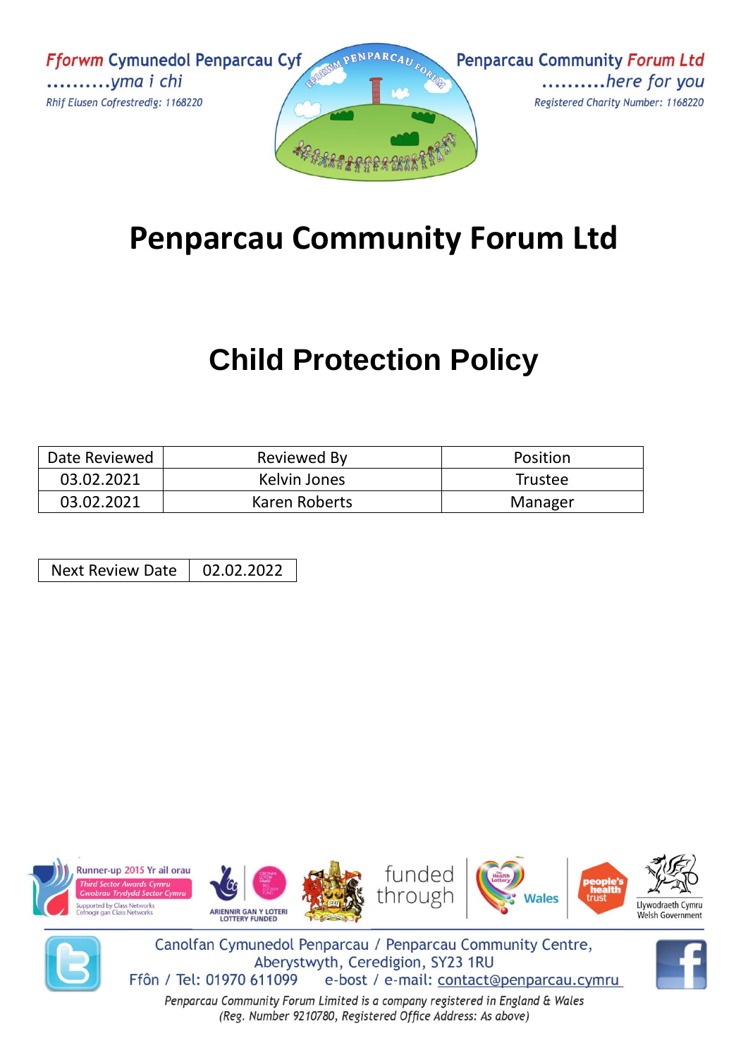Fforwm Cymunedol Penparcau Cyf
..........yma i chi
Rhif Elusen Cofrestredig: 1168220

Penparcau Community Forum Ltd
..........here for you
Registered Charity Number: 1168220

# Penparcau Community Forum Ltd

# Child Protection Policy

| Date Reviewed | Reviewed By | Position |
|---|---|---|
| 03.02.2021 | Kelvin Jones | Trustee |
| 03.02.2021 | Karen Roberts | Manager |

| | |
|---|---|
| Next Review Date | 02.02.2022 |

Canolfan Cymunedol Penparcau / Penparcau Community Centre,
Aberystwyth, Ceredigion, SY23 1RU
Ffôn / Tel: 01970 611099 e-bost / e-mail: contact@penparcau.cymru

*Penparcau Community Forum Limited is a company registered in England & Wales*
*(Reg. Number 9210780, Registered Office Address: As above)*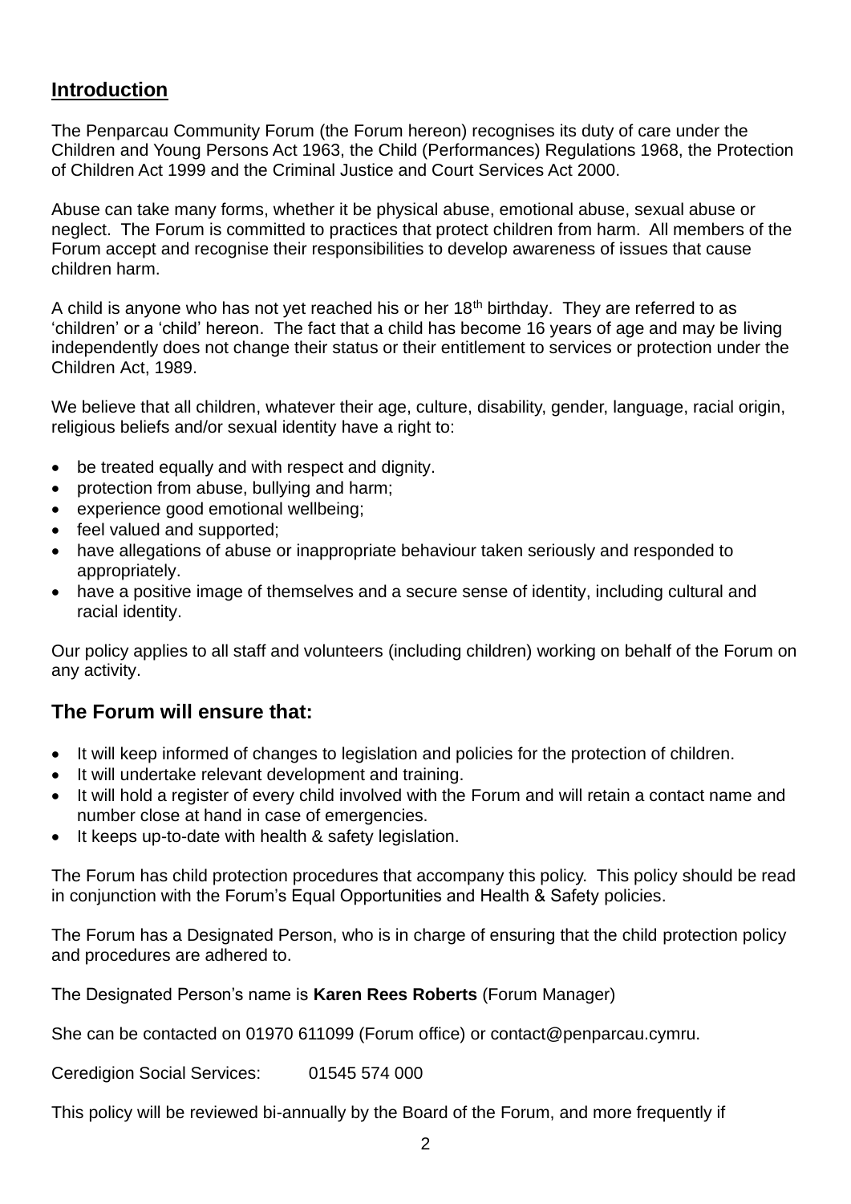## Introduction

The Penparcau Community Forum (the Forum hereon) recognises its duty of care under the Children and Young Persons Act 1963, the Child (Performances) Regulations 1968, the Protection of Children Act 1999 and the Criminal Justice and Court Services Act 2000.

Abuse can take many forms, whether it be physical abuse, emotional abuse, sexual abuse or neglect. The Forum is committed to practices that protect children from harm. All members of the Forum accept and recognise their responsibilities to develop awareness of issues that cause children harm.

A child is anyone who has not yet reached his or her 18th birthday. They are referred to as 'children' or a 'child' hereon. The fact that a child has become 16 years of age and may be living independently does not change their status or their entitlement to services or protection under the Children Act, 1989.

We believe that all children, whatever their age, culture, disability, gender, language, racial origin, religious beliefs and/or sexual identity have a right to:

- be treated equally and with respect and dignity.
- protection from abuse, bullying and harm;
- experience good emotional wellbeing;
- feel valued and supported;
- have allegations of abuse or inappropriate behaviour taken seriously and responded to appropriately.
- have a positive image of themselves and a secure sense of identity, including cultural and racial identity.

Our policy applies to all staff and volunteers (including children) working on behalf of the Forum on any activity.

## The Forum will ensure that:

- It will keep informed of changes to legislation and policies for the protection of children.
- It will undertake relevant development and training.
- It will hold a register of every child involved with the Forum and will retain a contact name and number close at hand in case of emergencies.
- It keeps up-to-date with health & safety legislation.

The Forum has child protection procedures that accompany this policy. This policy should be read in conjunction with the Forum's Equal Opportunities and Health & Safety policies.

The Forum has a Designated Person, who is in charge of ensuring that the child protection policy and procedures are adhered to.

The Designated Person's name is **Karen Rees Roberts** (Forum Manager)

She can be contacted on 01970 611099 (Forum office) or contact@penparcau.cymru.

Ceredigion Social Services: 01545 574 000

This policy will be reviewed bi-annually by the Board of the Forum, and more frequently if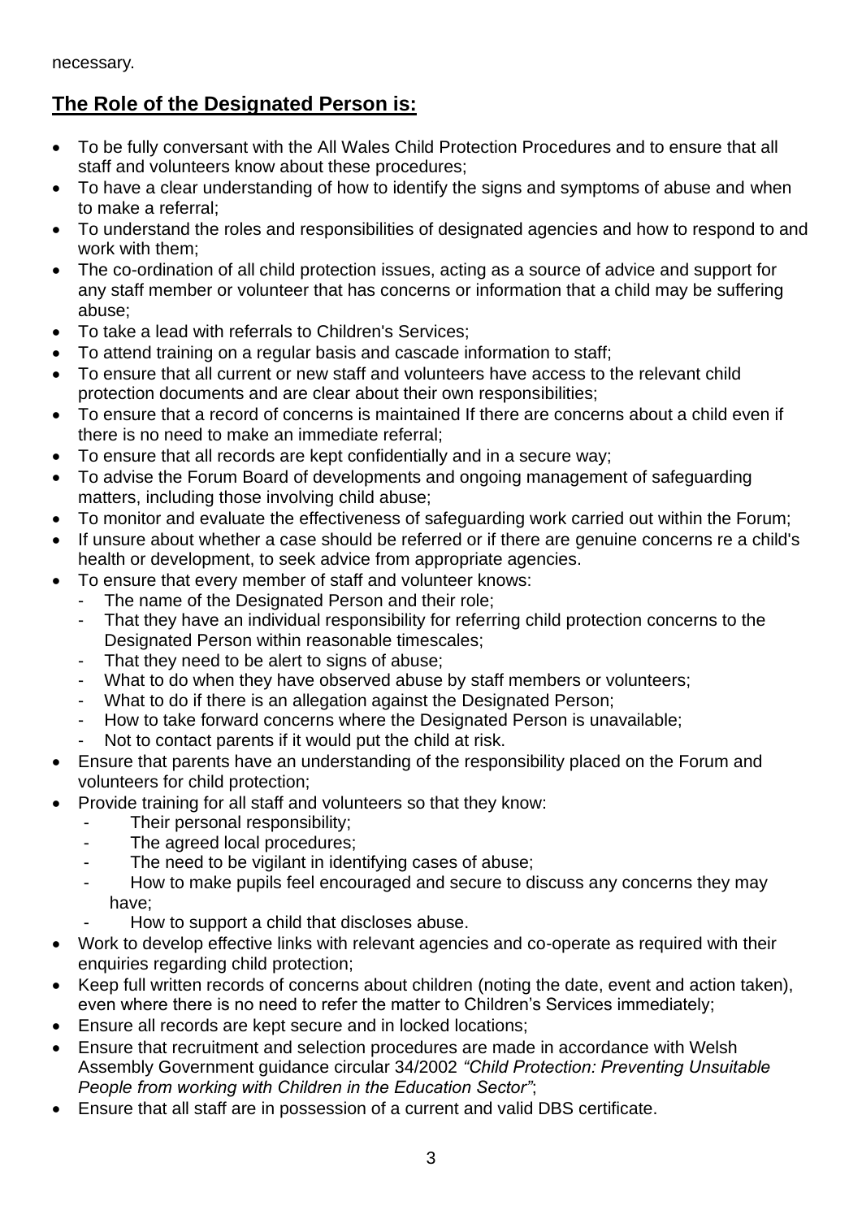necessary.

## **The Role of the Designated Person is:**

- To be fully conversant with the All Wales Child Protection Procedures and to ensure that all staff and volunteers know about these procedures;
- To have a clear understanding of how to identify the signs and symptoms of abuse and when to make a referral;
- To understand the roles and responsibilities of designated agencies and how to respond to and work with them;
- The co-ordination of all child protection issues, acting as a source of advice and support for any staff member or volunteer that has concerns or information that a child may be suffering abuse;
- To take a lead with referrals to Children's Services;
- To attend training on a regular basis and cascade information to staff;
- To ensure that all current or new staff and volunteers have access to the relevant child protection documents and are clear about their own responsibilities;
- To ensure that a record of concerns is maintained If there are concerns about a child even if there is no need to make an immediate referral;
- To ensure that all records are kept confidentially and in a secure way;
- To advise the Forum Board of developments and ongoing management of safeguarding matters, including those involving child abuse;
- To monitor and evaluate the effectiveness of safeguarding work carried out within the Forum;
- If unsure about whether a case should be referred or if there are genuine concerns re a child's health or development, to seek advice from appropriate agencies.
- To ensure that every member of staff and volunteer knows:
  - The name of the Designated Person and their role;
  - That they have an individual responsibility for referring child protection concerns to the Designated Person within reasonable timescales;
  - That they need to be alert to signs of abuse;
  - What to do when they have observed abuse by staff members or volunteers;
  - What to do if there is an allegation against the Designated Person;
  - How to take forward concerns where the Designated Person is unavailable;
  - Not to contact parents if it would put the child at risk.
- Ensure that parents have an understanding of the responsibility placed on the Forum and volunteers for child protection;
- Provide training for all staff and volunteers so that they know:
  - Their personal responsibility;
  - The agreed local procedures;
  - The need to be vigilant in identifying cases of abuse;
  - How to make pupils feel encouraged and secure to discuss any concerns they may have;
  - How to support a child that discloses abuse.
- Work to develop effective links with relevant agencies and co-operate as required with their enquiries regarding child protection;
- Keep full written records of concerns about children (noting the date, event and action taken), even where there is no need to refer the matter to Children's Services immediately;
- Ensure all records are kept secure and in locked locations;
- Ensure that recruitment and selection procedures are made in accordance with Welsh Assembly Government guidance circular 34/2002 *"Child Protection: Preventing Unsuitable People from working with Children in the Education Sector"*;
- Ensure that all staff are in possession of a current and valid DBS certificate.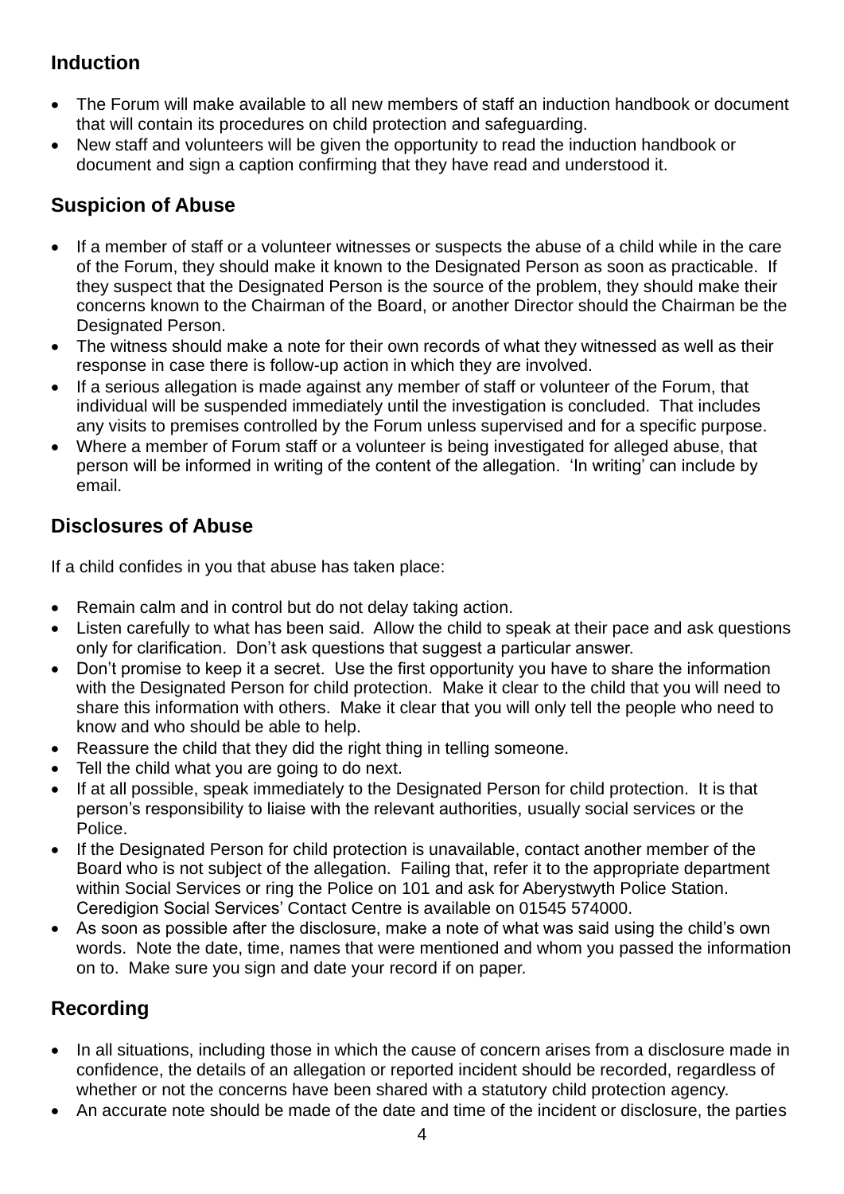## Induction

- The Forum will make available to all new members of staff an induction handbook or document that will contain its procedures on child protection and safeguarding.
- New staff and volunteers will be given the opportunity to read the induction handbook or document and sign a caption confirming that they have read and understood it.

## Suspicion of Abuse

- If a member of staff or a volunteer witnesses or suspects the abuse of a child while in the care of the Forum, they should make it known to the Designated Person as soon as practicable. If they suspect that the Designated Person is the source of the problem, they should make their concerns known to the Chairman of the Board, or another Director should the Chairman be the Designated Person.
- The witness should make a note for their own records of what they witnessed as well as their response in case there is follow-up action in which they are involved.
- If a serious allegation is made against any member of staff or volunteer of the Forum, that individual will be suspended immediately until the investigation is concluded. That includes any visits to premises controlled by the Forum unless supervised and for a specific purpose.
- Where a member of Forum staff or a volunteer is being investigated for alleged abuse, that person will be informed in writing of the content of the allegation. 'In writing' can include by email.

## Disclosures of Abuse

If a child confides in you that abuse has taken place:

- Remain calm and in control but do not delay taking action.
- Listen carefully to what has been said. Allow the child to speak at their pace and ask questions only for clarification. Don't ask questions that suggest a particular answer.
- Don't promise to keep it a secret. Use the first opportunity you have to share the information with the Designated Person for child protection. Make it clear to the child that you will need to share this information with others. Make it clear that you will only tell the people who need to know and who should be able to help.
- Reassure the child that they did the right thing in telling someone.
- Tell the child what you are going to do next.
- If at all possible, speak immediately to the Designated Person for child protection. It is that person's responsibility to liaise with the relevant authorities, usually social services or the Police.
- If the Designated Person for child protection is unavailable, contact another member of the Board who is not subject of the allegation. Failing that, refer it to the appropriate department within Social Services or ring the Police on 101 and ask for Aberystwyth Police Station. Ceredigion Social Services' Contact Centre is available on 01545 574000.
- As soon as possible after the disclosure, make a note of what was said using the child's own words. Note the date, time, names that were mentioned and whom you passed the information on to. Make sure you sign and date your record if on paper.

## Recording

- In all situations, including those in which the cause of concern arises from a disclosure made in confidence, the details of an allegation or reported incident should be recorded, regardless of whether or not the concerns have been shared with a statutory child protection agency.
- An accurate note should be made of the date and time of the incident or disclosure, the parties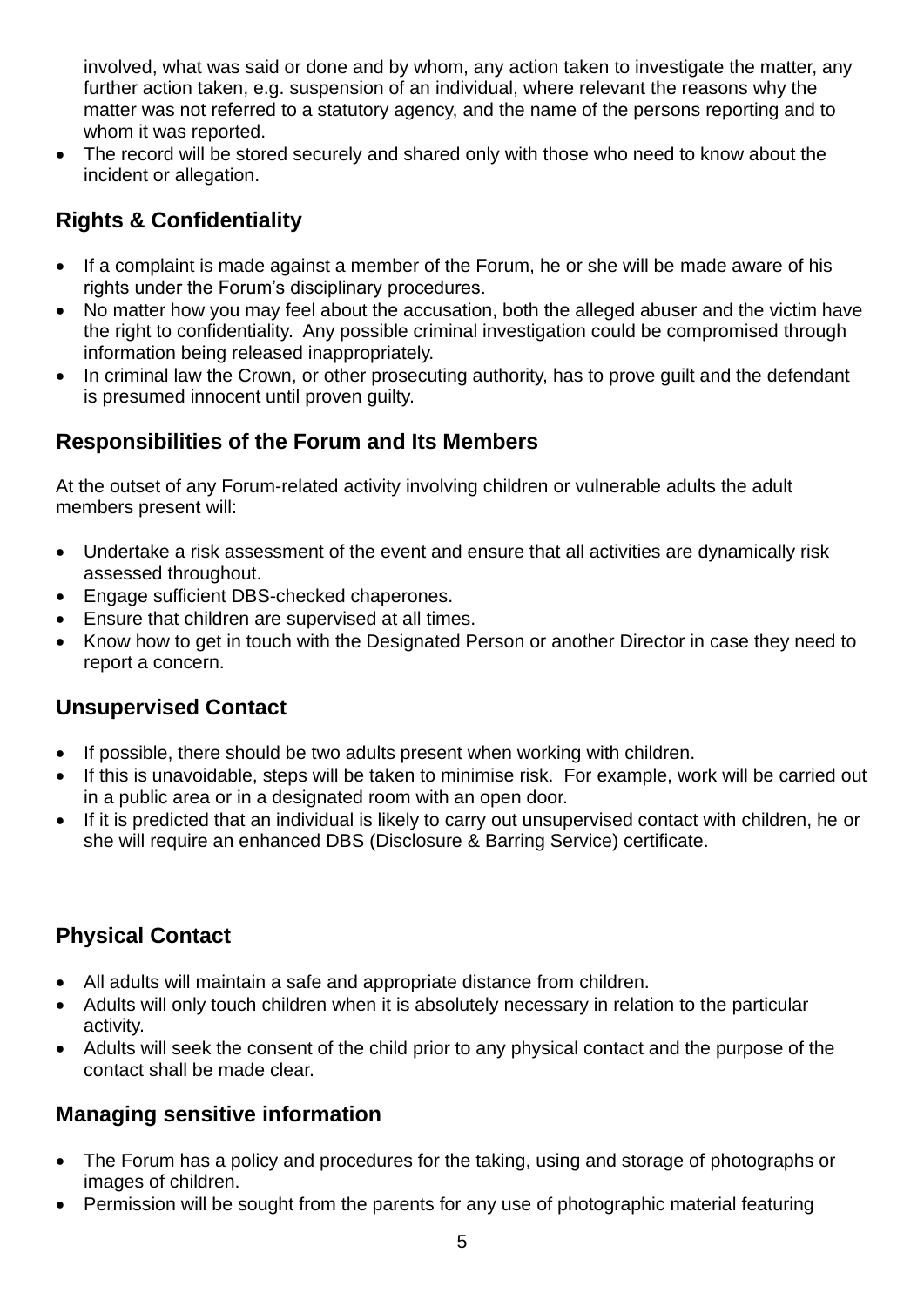involved, what was said or done and by whom, any action taken to investigate the matter, any further action taken, e.g. suspension of an individual, where relevant the reasons why the matter was not referred to a statutory agency, and the name of the persons reporting and to whom it was reported.

- The record will be stored securely and shared only with those who need to know about the incident or allegation.

## Rights & Confidentiality

- If a complaint is made against a member of the Forum, he or she will be made aware of his rights under the Forum's disciplinary procedures.
- No matter how you may feel about the accusation, both the alleged abuser and the victim have the right to confidentiality. Any possible criminal investigation could be compromised through information being released inappropriately.
- In criminal law the Crown, or other prosecuting authority, has to prove guilt and the defendant is presumed innocent until proven guilty.

## Responsibilities of the Forum and Its Members

At the outset of any Forum-related activity involving children or vulnerable adults the adult members present will:

- Undertake a risk assessment of the event and ensure that all activities are dynamically risk assessed throughout.
- Engage sufficient DBS-checked chaperones.
- Ensure that children are supervised at all times.
- Know how to get in touch with the Designated Person or another Director in case they need to report a concern.

## Unsupervised Contact

- If possible, there should be two adults present when working with children.
- If this is unavoidable, steps will be taken to minimise risk. For example, work will be carried out in a public area or in a designated room with an open door.
- If it is predicted that an individual is likely to carry out unsupervised contact with children, he or she will require an enhanced DBS (Disclosure & Barring Service) certificate.

## Physical Contact

- All adults will maintain a safe and appropriate distance from children.
- Adults will only touch children when it is absolutely necessary in relation to the particular activity.
- Adults will seek the consent of the child prior to any physical contact and the purpose of the contact shall be made clear.

## Managing sensitive information

- The Forum has a policy and procedures for the taking, using and storage of photographs or images of children.
- Permission will be sought from the parents for any use of photographic material featuring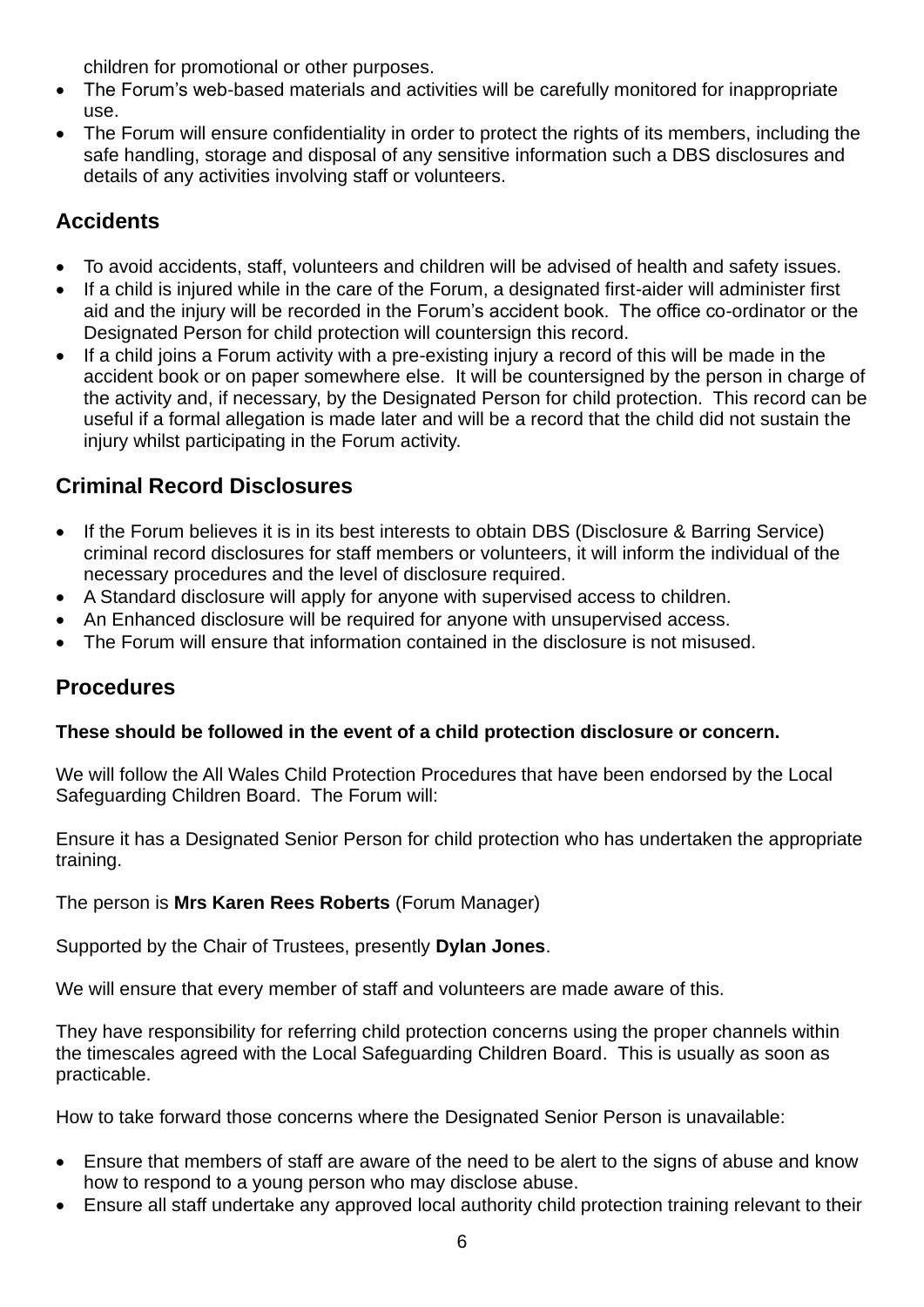children for promotional or other purposes.

- The Forum's web-based materials and activities will be carefully monitored for inappropriate use.
- The Forum will ensure confidentiality in order to protect the rights of its members, including the safe handling, storage and disposal of any sensitive information such a DBS disclosures and details of any activities involving staff or volunteers.

## Accidents

- To avoid accidents, staff, volunteers and children will be advised of health and safety issues.
- If a child is injured while in the care of the Forum, a designated first-aider will administer first aid and the injury will be recorded in the Forum's accident book. The office co-ordinator or the Designated Person for child protection will countersign this record.
- If a child joins a Forum activity with a pre-existing injury a record of this will be made in the accident book or on paper somewhere else. It will be countersigned by the person in charge of the activity and, if necessary, by the Designated Person for child protection. This record can be useful if a formal allegation is made later and will be a record that the child did not sustain the injury whilst participating in the Forum activity.

## Criminal Record Disclosures

- If the Forum believes it is in its best interests to obtain DBS (Disclosure & Barring Service) criminal record disclosures for staff members or volunteers, it will inform the individual of the necessary procedures and the level of disclosure required.
- A Standard disclosure will apply for anyone with supervised access to children.
- An Enhanced disclosure will be required for anyone with unsupervised access.
- The Forum will ensure that information contained in the disclosure is not misused.

## Procedures

**These should be followed in the event of a child protection disclosure or concern.**

We will follow the All Wales Child Protection Procedures that have been endorsed by the Local Safeguarding Children Board. The Forum will:

Ensure it has a Designated Senior Person for child protection who has undertaken the appropriate training.

The person is **Mrs Karen Rees Roberts** (Forum Manager)

Supported by the Chair of Trustees, presently **Dylan Jones**.

We will ensure that every member of staff and volunteers are made aware of this.

They have responsibility for referring child protection concerns using the proper channels within the timescales agreed with the Local Safeguarding Children Board. This is usually as soon as practicable.

How to take forward those concerns where the Designated Senior Person is unavailable:

- Ensure that members of staff are aware of the need to be alert to the signs of abuse and know how to respond to a young person who may disclose abuse.
- Ensure all staff undertake any approved local authority child protection training relevant to their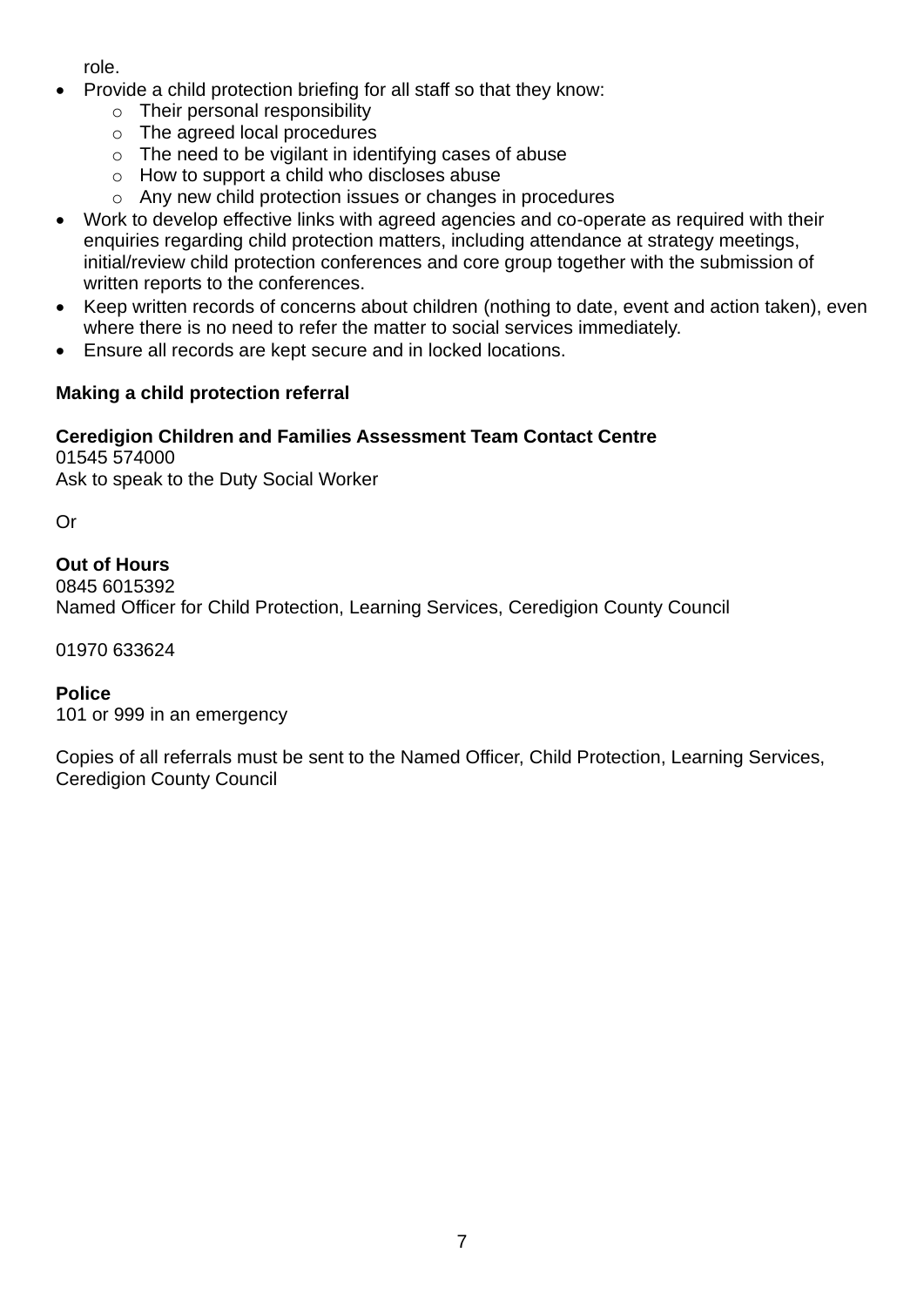role.

- Provide a child protection briefing for all staff so that they know:
    - Their personal responsibility
    - The agreed local procedures
    - The need to be vigilant in identifying cases of abuse
    - How to support a child who discloses abuse
    - Any new child protection issues or changes in procedures
- Work to develop effective links with agreed agencies and co-operate as required with their enquiries regarding child protection matters, including attendance at strategy meetings, initial/review child protection conferences and core group together with the submission of written reports to the conferences.
- Keep written records of concerns about children (nothing to date, event and action taken), even where there is no need to refer the matter to social services immediately.
- Ensure all records are kept secure and in locked locations.

**Making a child protection referral**

**Ceredigion Children and Families Assessment Team Contact Centre**
01545 574000
Ask to speak to the Duty Social Worker

Or

**Out of Hours**
0845 6015392
Named Officer for Child Protection, Learning Services, Ceredigion County Council

01970 633624

**Police**
101 or 999 in an emergency

Copies of all referrals must be sent to the Named Officer, Child Protection, Learning Services, Ceredigion County Council